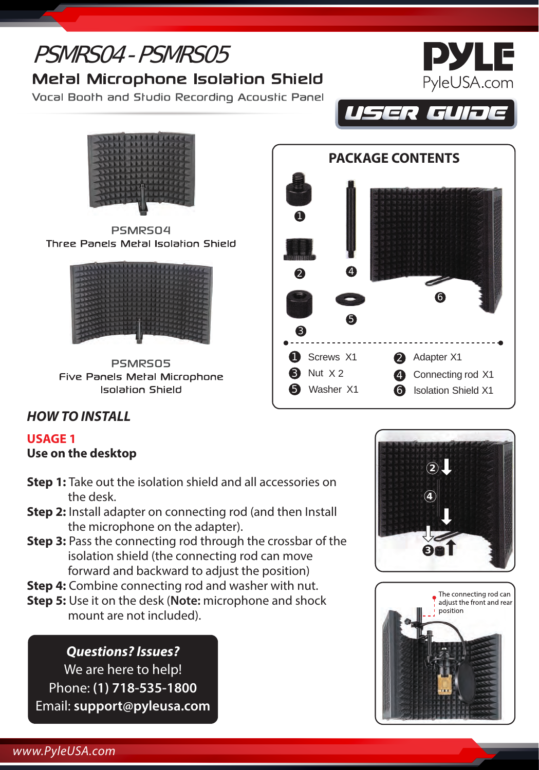# PSMRS04 - PSMRS05

## Metal Microphone Isolation Shield

Vocal Booth and Studio Recording Acoustic Panel

PYLE
PyleUSA.com

USER GUIDE

PSMRS04
Three Panels Metal Isolation Shield

PSMRS05
Five Panels Metal Microphone Isolation Shield

## PACKAGE CONTENTS

| | |
|---|---|
| ❶ Screws X1 | ❷ Adapter X1 |
| ❸ Nut X 2 | ❹ Connecting rod X1 |
| ❺ Washer X1 | ❻ Isolation Shield X1 |

## HOW TO INSTALL

### USAGE 1
**Use on the desktop**

**Step 1:** Take out the isolation shield and all accessories on the desk.
**Step 2:** Install adapter on connecting rod (and then Install the microphone on the adapter).
**Step 3:** Pass the connecting rod through the crossbar of the isolation shield (the connecting rod can move forward and backward to adjust the position)
**Step 4:** Combine connecting rod and washer with nut.
**Step 5:** Use it on the desk (**Note:** microphone and shock mount are not included).

The connecting rod can adjust the front and rear position

***Questions? Issues?***
We are here to help!
Phone: **(1) 718-535-1800**
Email: **support@pyleusa.com**

*www.PyleUSA.com*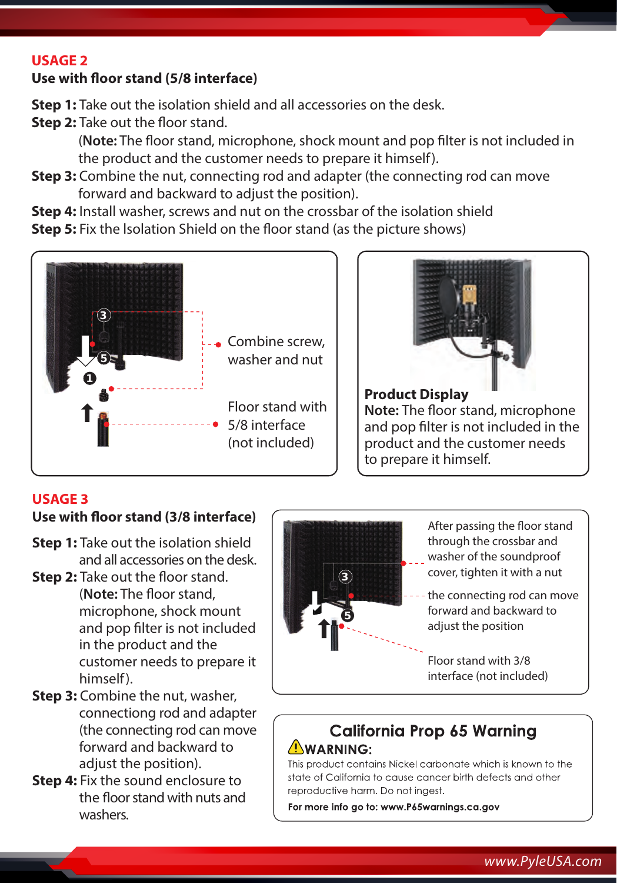## USAGE 2

### Use with floor stand (5/8 interface)

**Step 1:** Take out the isolation shield and all accessories on the desk.

**Step 2:** Take out the floor stand.
(**Note:** The floor stand, microphone, shock mount and pop filter is not included in the product and the customer needs to prepare it himself).

**Step 3:** Combine the nut, connecting rod and adapter (the connecting rod can move forward and backward to adjust the position).

**Step 4:** Install washer, screws and nut on the crossbar of the isolation shield

**Step 5:** Fix the Isolation Shield on the floor stand (as the picture shows)

Combine screw, washer and nut

Floor stand with 5/8 interface (not included)

**Product Display**

**Note:** The floor stand, microphone and pop filter is not included in the product and the customer needs to prepare it himself.

## USAGE 3

### Use with floor stand (3/8 interface)

**Step 1:** Take out the isolation shield and all accessories on the desk.

**Step 2:** Take out the floor stand.
(**Note:** The floor stand, microphone, shock mount and pop filter is not included in the product and the customer needs to prepare it himself).

**Step 3:** Combine the nut, washer, connectiong rod and adapter (the connecting rod can move forward and backward to adjust the position).

**Step 4:** Fix the sound enclosure to the floor stand with nuts and washers.

After passing the floor stand through the crossbar and washer of the soundproof cover, tighten it with a nut

the connecting rod can move forward and backward to adjust the position

Floor stand with 3/8 interface (not included)

### California Prop 65 Warning

**⚠WARNING:**

This product contains Nickel carbonate which is known to the state of California to cause cancer birth defects and other reproductive harm. Do not ingest.

**For more info go to: www.P65warnings.ca.gov**

www.PyleUSA.com